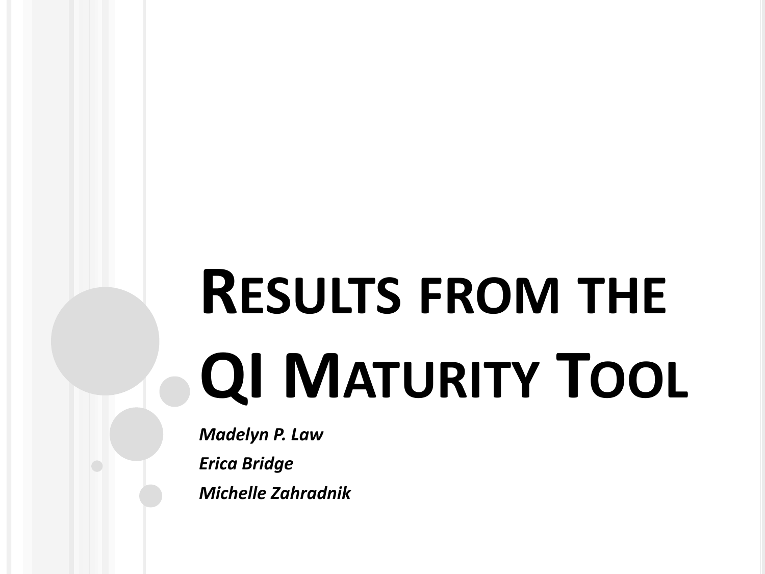# Results from the QI Maturity Tool

*Madelyn P. Law*

*Erica Bridge*

*Michelle Zahradnik*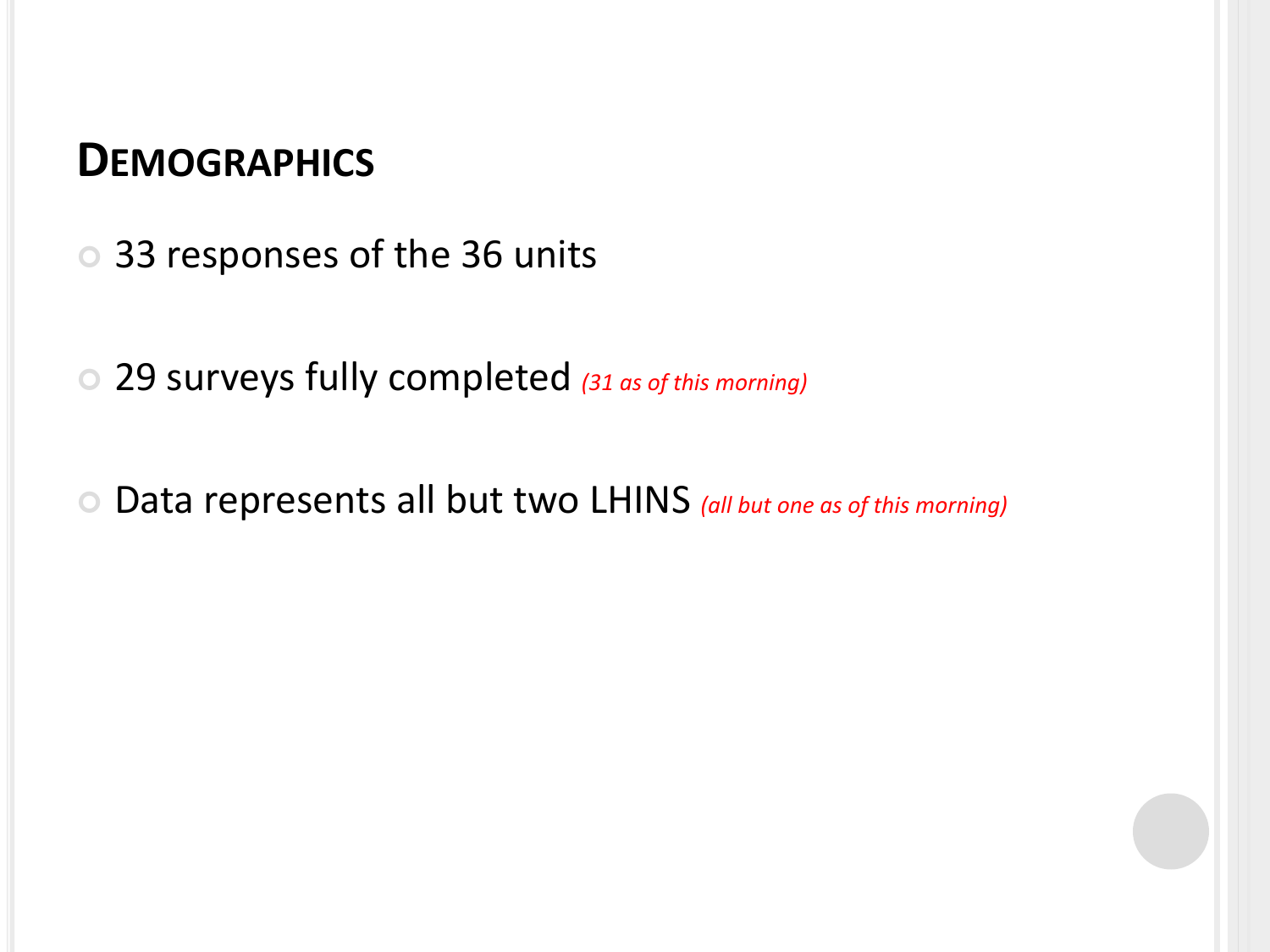## Demographics

- 33 responses of the 36 units
- 29 surveys fully completed *(31 as of this morning)*
- Data represents all but two LHINS *(all but one as of this morning)*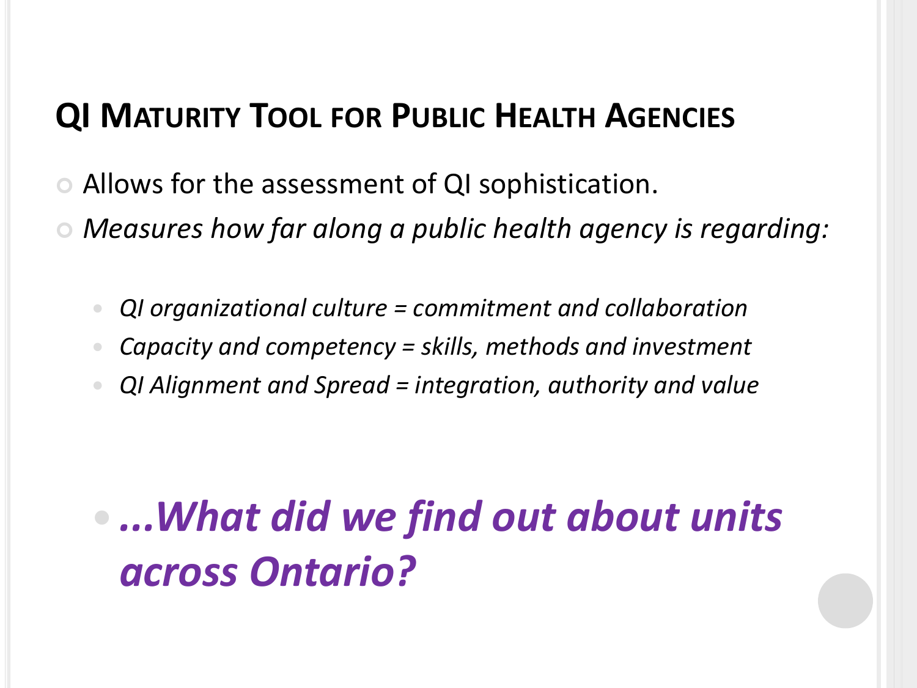## QI Maturity Tool for Public Health Agencies

- Allows for the assessment of QI sophistication.
- *Measures how far along a public health agency is regarding:*
  - *QI organizational culture = commitment and collaboration*
  - *Capacity and competency = skills, methods and investment*
  - *QI Alignment and Spread = integration, authority and value*

- ***...What did we find out about units across Ontario?***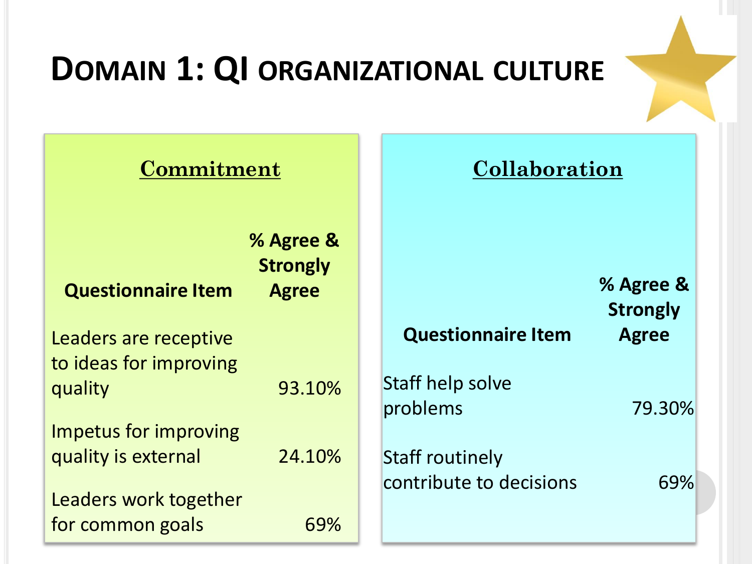# Domain 1: QI organizational culture

## Commitment

| Questionnaire Item | % Agree & Strongly Agree |
| --- | --- |
| Leaders are receptive to ideas for improving quality | 93.10% |
| Impetus for improving quality is external | 24.10% |
| Leaders work together for common goals | 69% |

## Collaboration

| Questionnaire Item | % Agree & Strongly Agree |
| --- | --- |
| Staff help solve problems | 79.30% |
| Staff routinely contribute to decisions | 69% |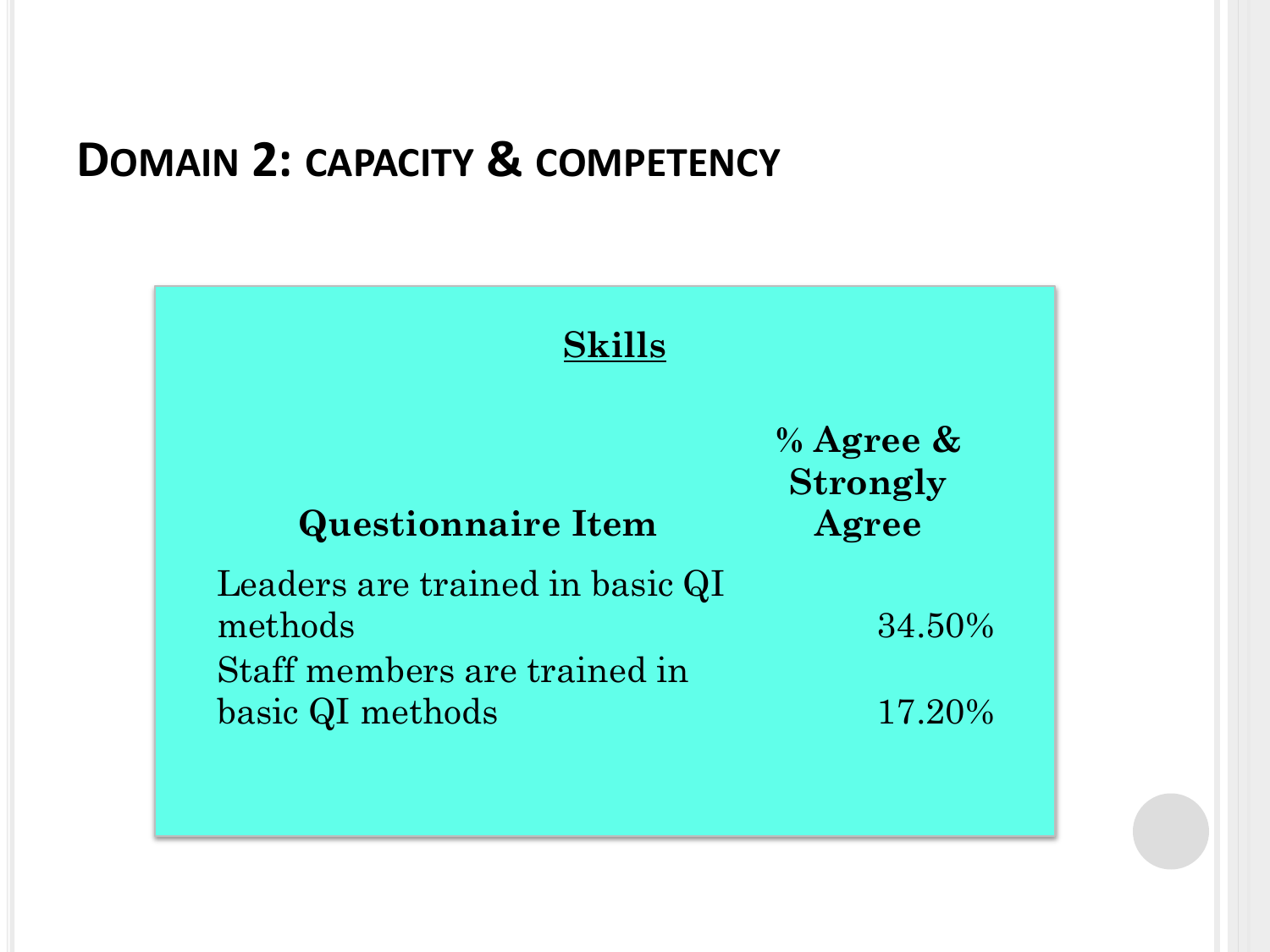# Domain 2: capacity & competency

**Skills**

| Questionnaire Item | % Agree & Strongly Agree |
|---|---|
| Leaders are trained in basic QI methods | 34.50% |
| Staff members are trained in basic QI methods | 17.20% |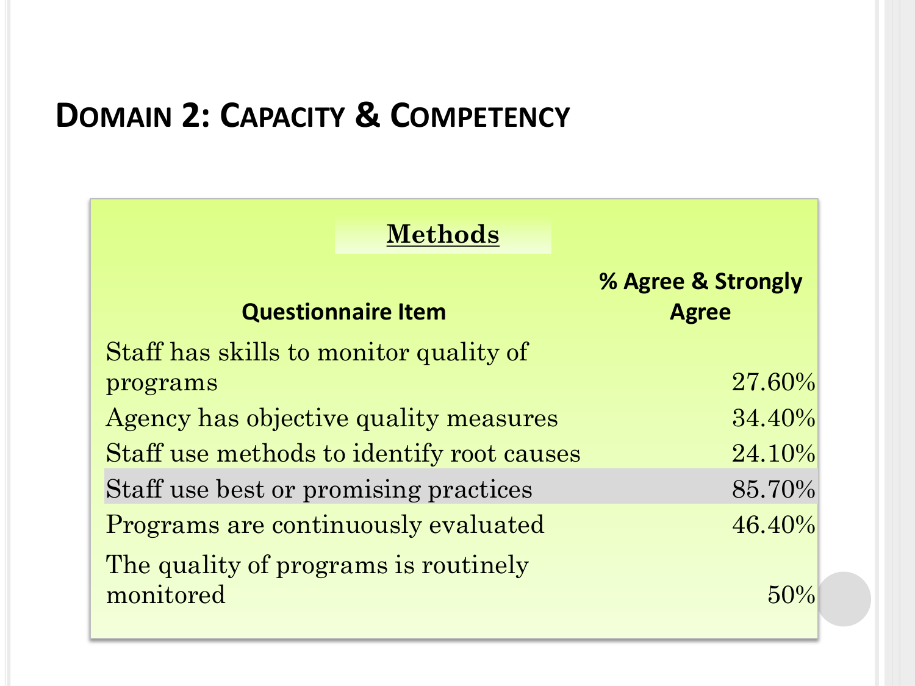# Domain 2: Capacity & Competency

**Methods**

| Questionnaire Item | % Agree & Strongly Agree |
| --- | --- |
| Staff has skills to monitor quality of programs | 27.60% |
| Agency has objective quality measures | 34.40% |
| Staff use methods to identify root causes | 24.10% |
| Staff use best or promising practices | 85.70% |
| Programs are continuously evaluated | 46.40% |
| The quality of programs is routinely monitored | 50% |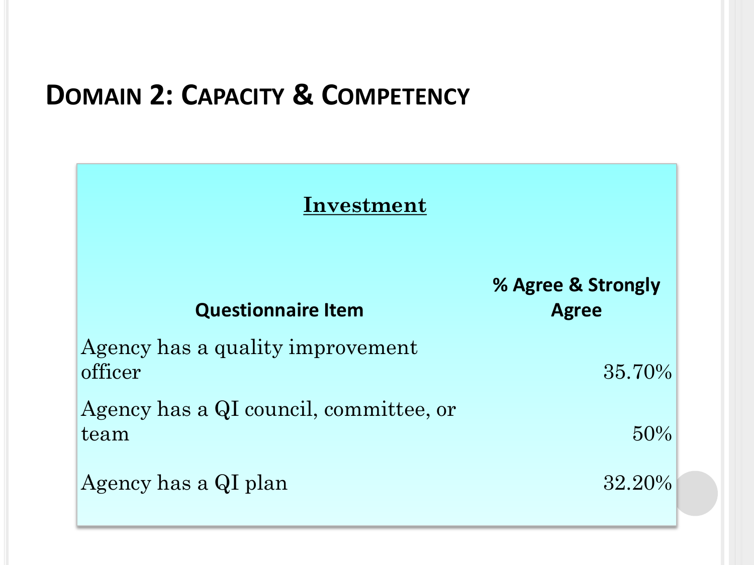# Domain 2: Capacity & Competency

**Investment**

| Questionnaire Item | % Agree & Strongly Agree |
|---|---|
| Agency has a quality improvement officer | 35.70% |
| Agency has a QI council, committee, or team | 50% |
| Agency has a QI plan | 32.20% |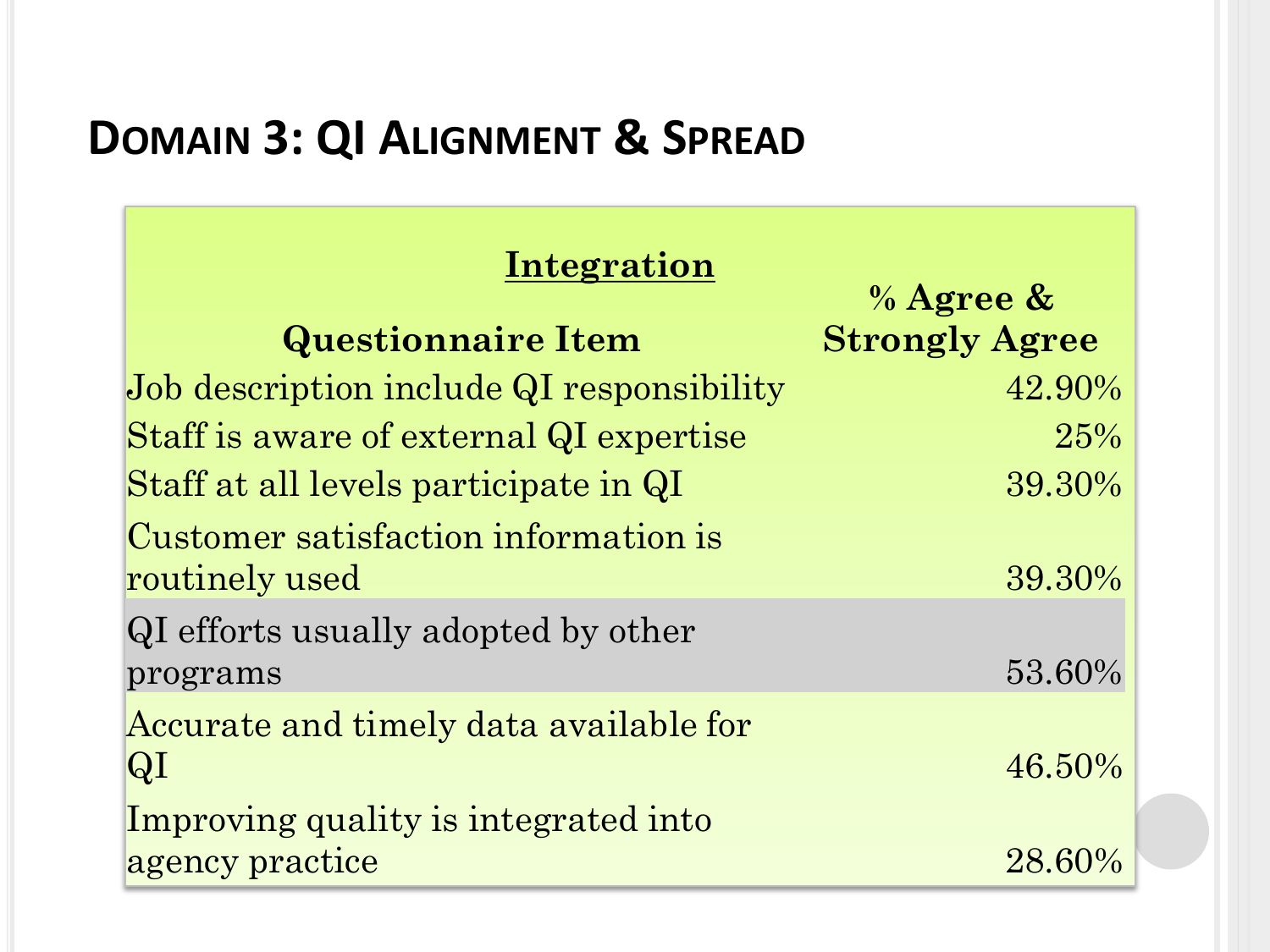# Domain 3: QI Alignment & Spread

| **Integration**<br>**Questionnaire Item** | **% Agree & Strongly Agree** |
| --- | --- |
| Job description include QI responsibility | 42.90% |
| Staff is aware of external QI expertise | 25% |
| Staff at all levels participate in QI | 39.30% |
| Customer satisfaction information is routinely used | 39.30% |
| QI efforts usually adopted by other programs | 53.60% |
| Accurate and timely data available for QI | 46.50% |
| Improving quality is integrated into agency practice | 28.60% |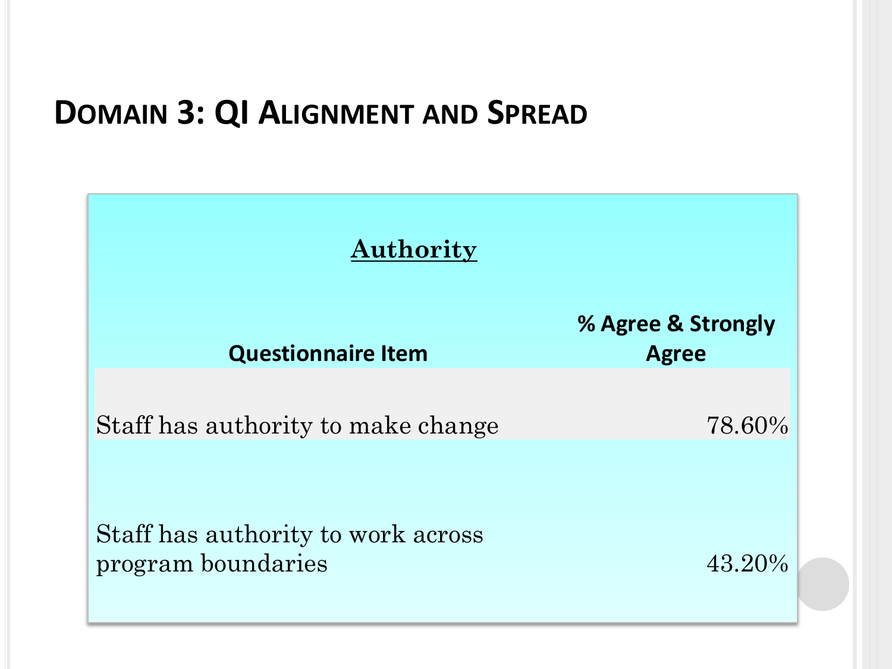# Domain 3: QI Alignment and Spread

**Authority**

| Questionnaire Item | % Agree & Strongly Agree |
|---|---|
| Staff has authority to make change | 78.60% |
| Staff has authority to work across program boundaries | 43.20% |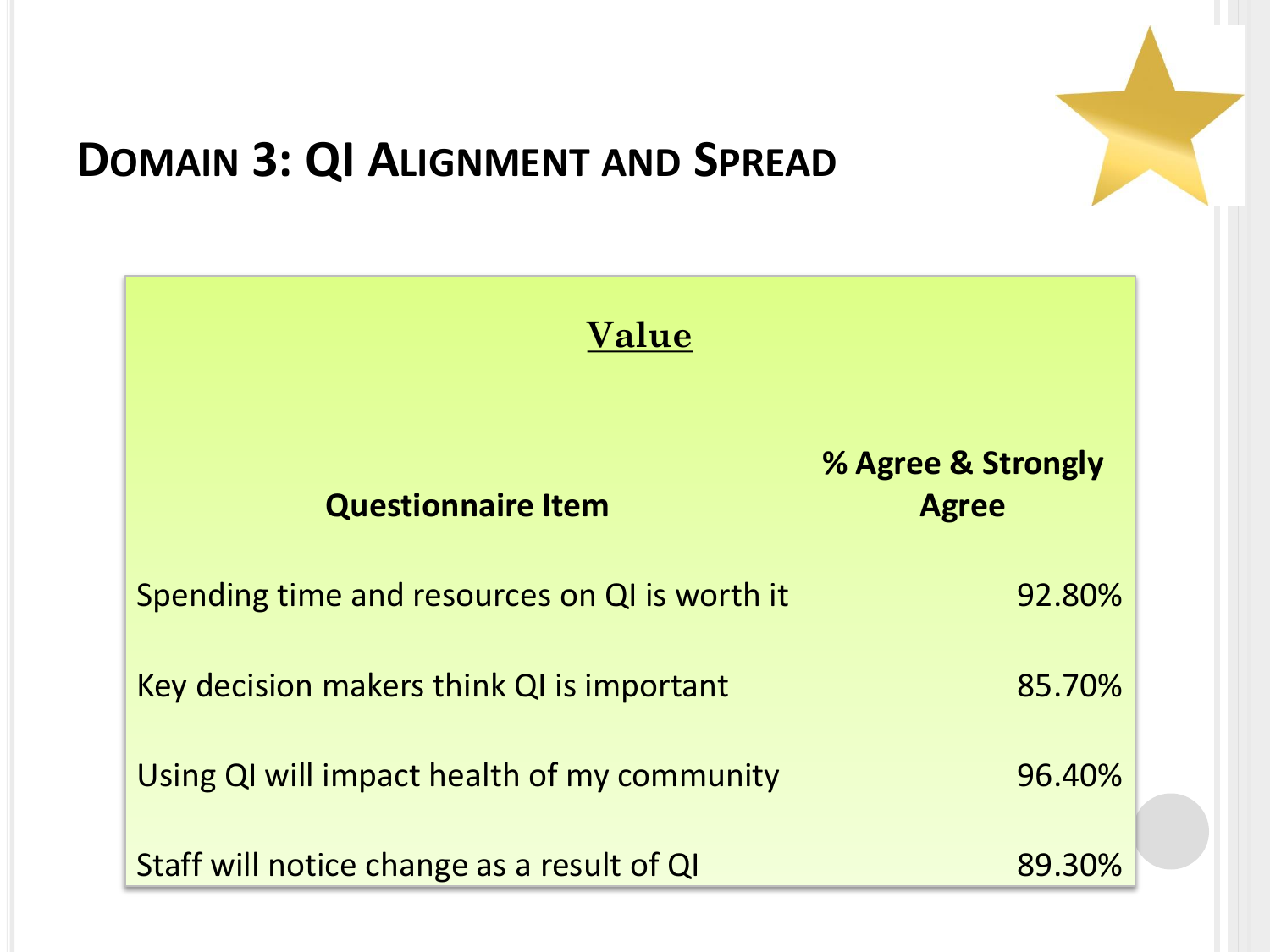# Domain 3: QI Alignment and Spread

**Value**

| Questionnaire Item | % Agree & Strongly Agree |
| --- | --- |
| Spending time and resources on QI is worth it | 92.80% |
| Key decision makers think QI is important | 85.70% |
| Using QI will impact health of my community | 96.40% |
| Staff will notice change as a result of QI | 89.30% |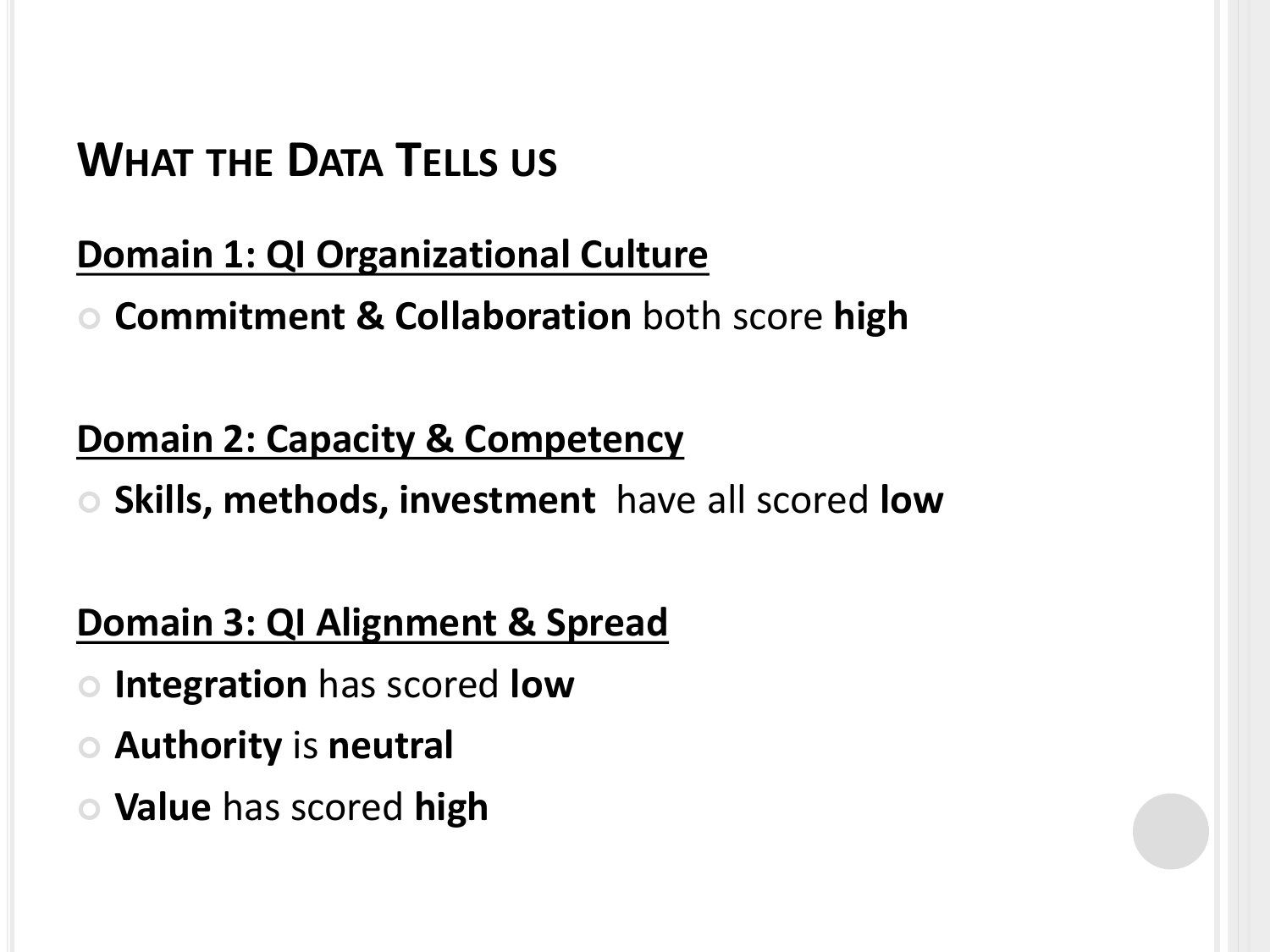# What the Data Tells us

**Domain 1: QI Organizational Culture**

- **Commitment & Collaboration** both score **high**

**Domain 2: Capacity & Competency**

- **Skills, methods, investment** have all scored **low**

**Domain 3: QI Alignment & Spread**

- **Integration** has scored **low**
- **Authority** is **neutral**
- **Value** has scored **high**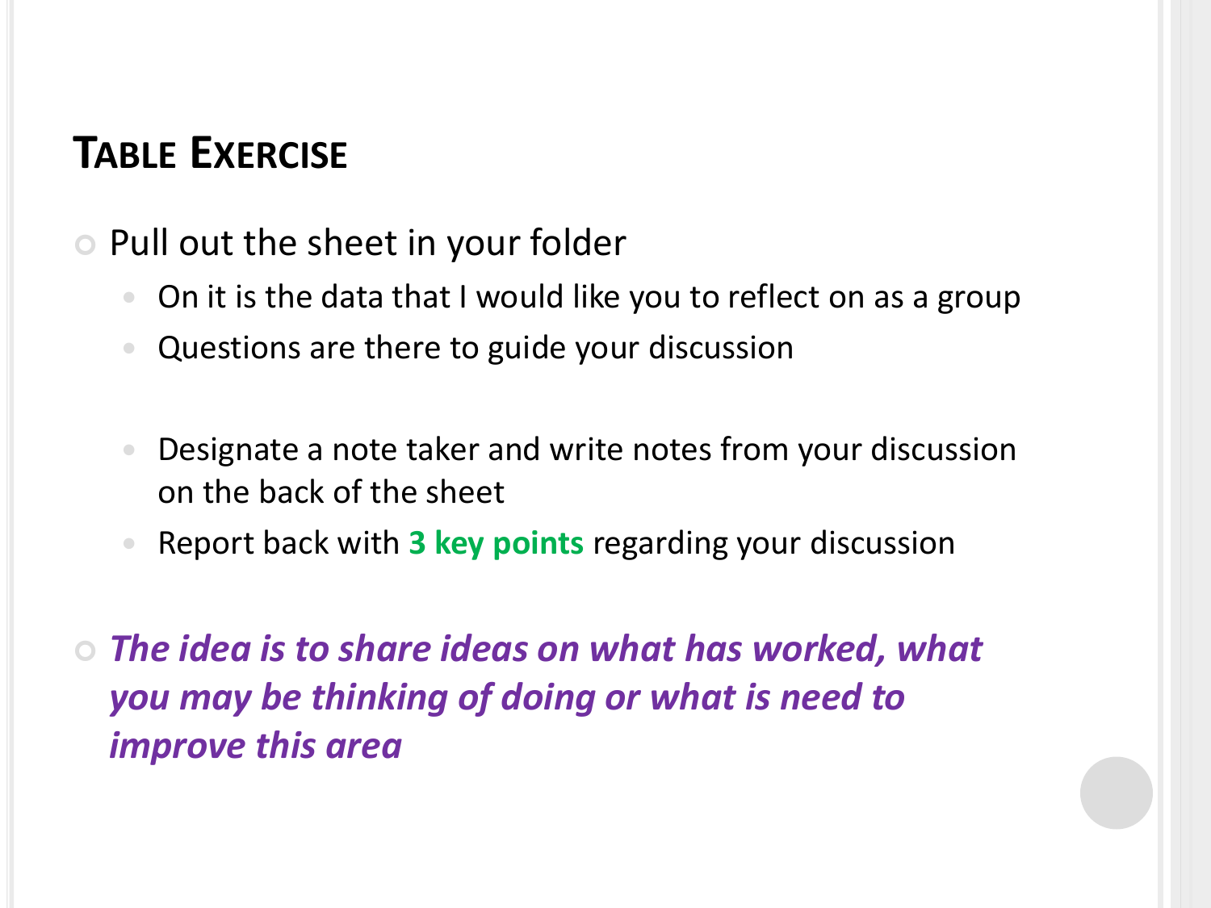## Table Exercise

- Pull out the sheet in your folder
  - On it is the data that I would like you to reflect on as a group
  - Questions are there to guide your discussion
  - Designate a note taker and write notes from your discussion on the back of the sheet
  - Report back with **3 key points** regarding your discussion
- ***The idea is to share ideas on what has worked, what you may be thinking of doing or what is need to improve this area***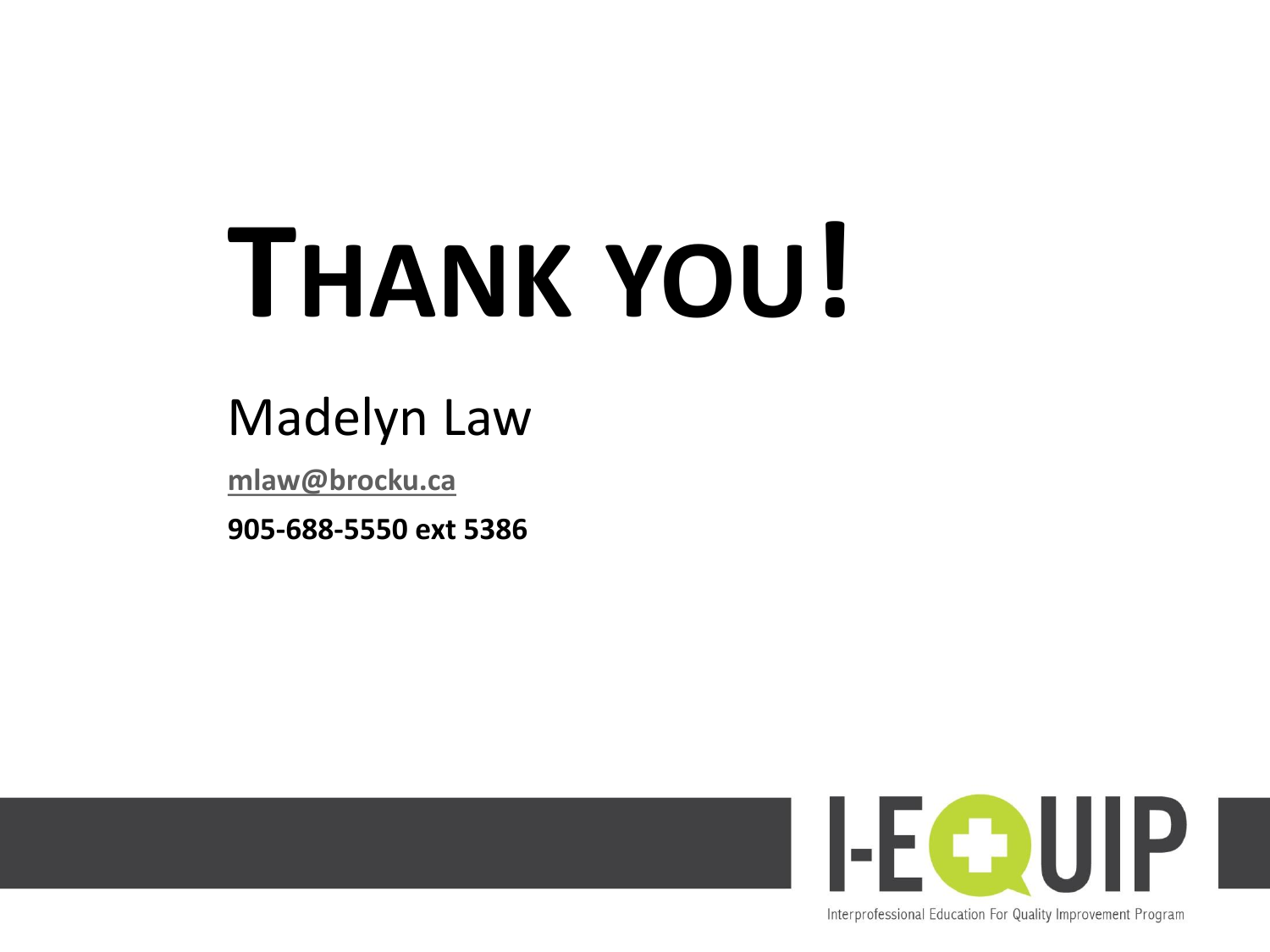# THANK YOU!

Madelyn Law

**mlaw@brocku.ca**

**905-688-5550 ext 5386**

I-EQUIP

Interprofessional Education For Quality Improvement Program